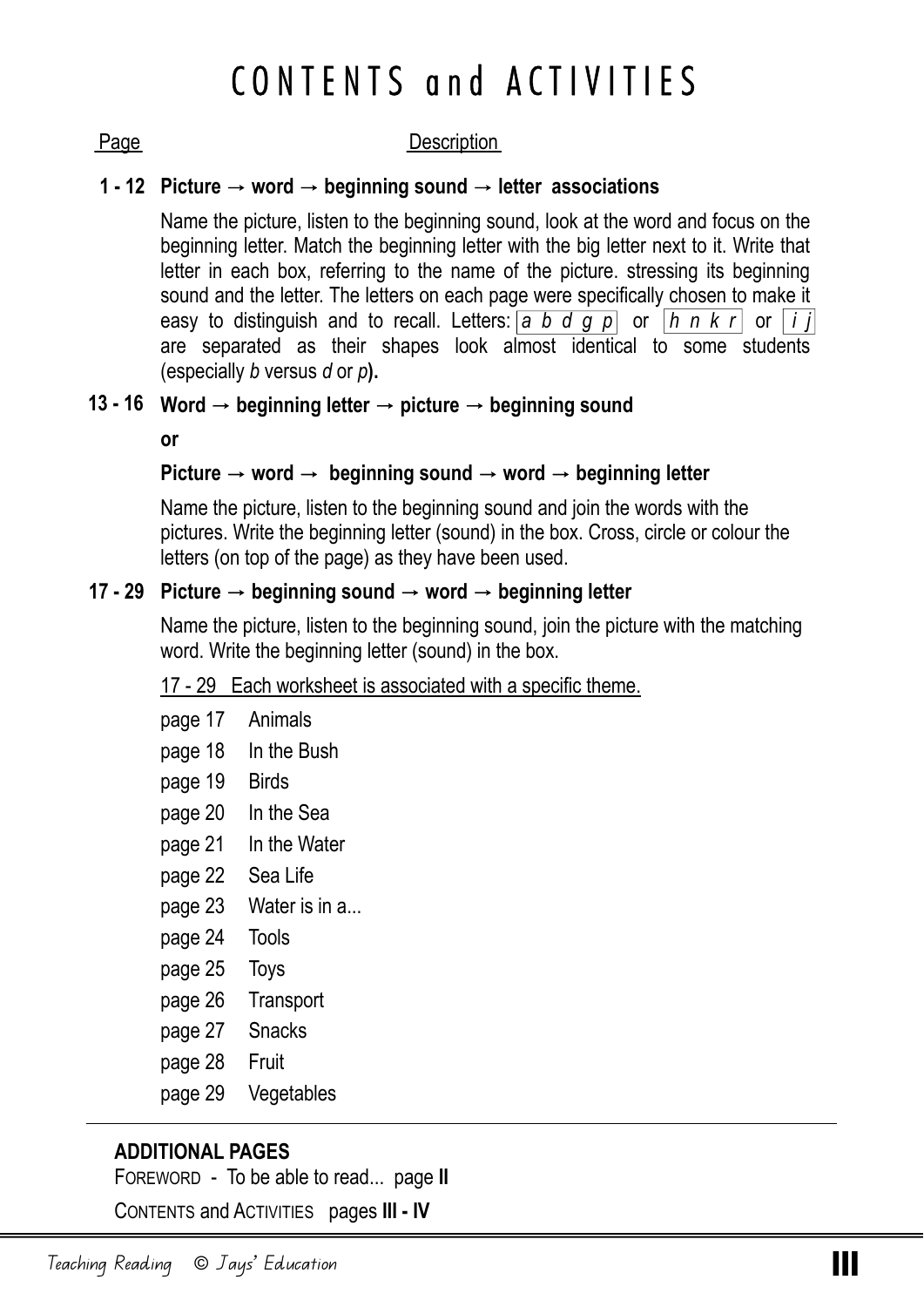# CONTENTS and ACTIVITIES

| Page | Description |
|---|---|

**1 - 12 Picture → word → beginning sound → letter associations**

Name the picture, listen to the beginning sound, look at the word and focus on the beginning letter. Match the beginning letter with the big letter next to it. Write that letter in each box, referring to the name of the picture. stressing its beginning sound and the letter. The letters on each page were specifically chosen to make it easy to distinguish and to recall. Letters: *a b d g p* or *h n k r* or *i j* are separated as their shapes look almost identical to some students (especially *b* versus *d* or *p*).

**13 - 16 Word → beginning letter → picture → beginning sound**

**or**

**Picture → word → beginning sound → word → beginning letter**

Name the picture, listen to the beginning sound and join the words with the pictures. Write the beginning letter (sound) in the box. Cross, circle or colour the letters (on top of the page) as they have been used.

**17 - 29 Picture → beginning sound → word → beginning letter**

Name the picture, listen to the beginning sound, join the picture with the matching word. Write the beginning letter (sound) in the box.

17 - 29 Each worksheet is associated with a specific theme.

- page 17 Animals
- page 18 In the Bush
- page 19 Birds
- page 20 In the Sea
- page 21 In the Water
- page 22 Sea Life
- page 23 Water is in a...
- page 24 Tools
- page 25 Toys
- page 26 Transport
- page 27 Snacks
- page 28 Fruit
- page 29 Vegetables

---

**ADDITIONAL PAGES**

FOREWORD - To be able to read... page **II**

CONTENTS and ACTIVITIES pages **III - IV**